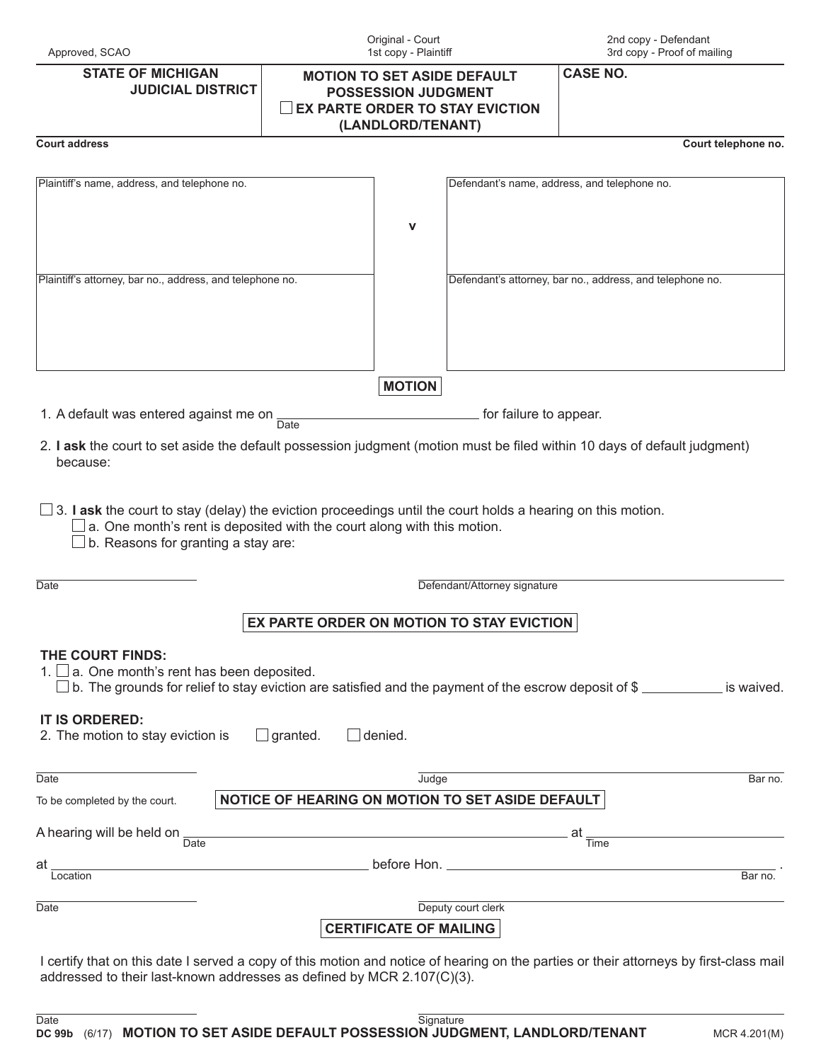Approved, SCAO

Original - Court
1st copy - Plaintiff

2nd copy - Defendant
3rd copy - Proof of mailing

| STATE OF MICHIGAN JUDICIAL DISTRICT | MOTION TO SET ASIDE DEFAULT POSSESSION JUDGMENT ☐ EX PARTE ORDER TO STAY EVICTION (LANDLORD/TENANT) | CASE NO. |
|---|---|---|

Court address | Court telephone no.

| Plaintiff's name, address, and telephone no. | v | Defendant's name, address, and telephone no. |
|---|---|---|
| Plaintiff's attorney, bar no., address, and telephone no. | | Defendant's attorney, bar no., address, and telephone no. |

## MOTION

1. A default was entered against me on ______________ (Date) for failure to appear.

2. **I ask** the court to set aside the default possession judgment (motion must be filed within 10 days of default judgment) because:

☐ 3. **I ask** the court to stay (delay) the eviction proceedings until the court holds a hearing on this motion.
   ☐ a. One month's rent is deposited with the court along with this motion.
   ☐ b. Reasons for granting a stay are:

______________ Date | ______________ Defendant/Attorney signature

## EX PARTE ORDER ON MOTION TO STAY EVICTION

**THE COURT FINDS:**

1. ☐ a. One month's rent has been deposited.
   ☐ b. The grounds for relief to stay eviction are satisfied and the payment of the escrow deposit of $ __________ is waived.

**IT IS ORDERED:**

2. The motion to stay eviction is ☐ granted. ☐ denied.

______________ Date | ______________ Judge | Bar no.

To be completed by the court.

## NOTICE OF HEARING ON MOTION TO SET ASIDE DEFAULT

A hearing will be held on ______________ (Date) at ______________ (Time)

at ______________ (Location) before Hon. ______________ (Bar no.).

______________ Date | ______________ Deputy court clerk

## CERTIFICATE OF MAILING

I certify that on this date I served a copy of this motion and notice of hearing on the parties or their attorneys by first-class mail addressed to their last-known addresses as defined by MCR 2.107(C)(3).

______________ Date | ______________ Signature

DC 99b (6/17) **MOTION TO SET ASIDE DEFAULT POSSESSION JUDGMENT, LANDLORD/TENANT** MCR 4.201(M)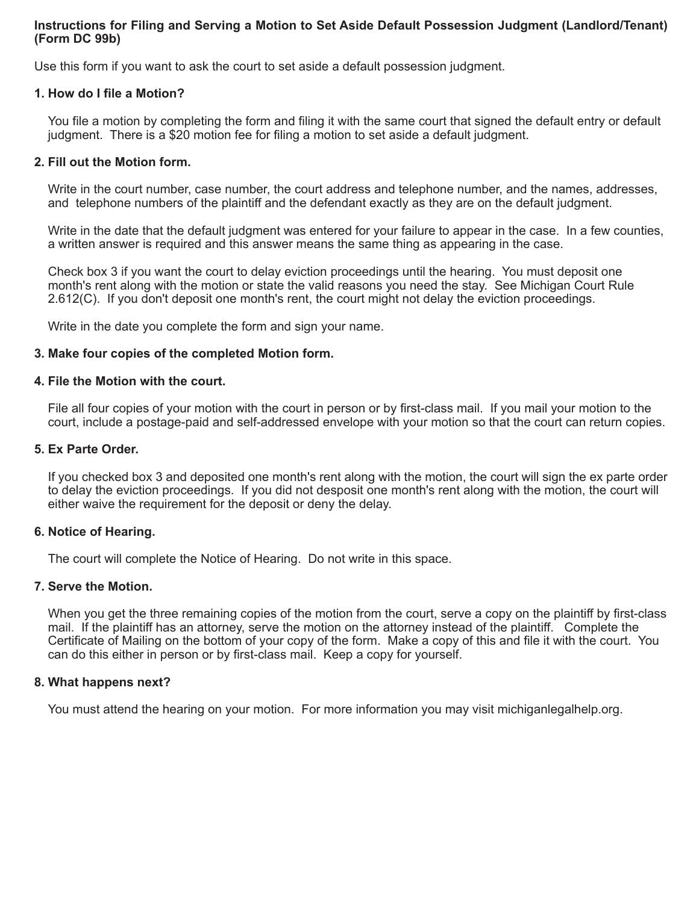**Instructions for Filing and Serving a Motion to Set Aside Default Possession Judgment (Landlord/Tenant) (Form DC 99b)**

Use this form if you want to ask the court to set aside a default possession judgment.

**1. How do I file a Motion?**

You file a motion by completing the form and filing it with the same court that signed the default entry or default judgment. There is a $20 motion fee for filing a motion to set aside a default judgment.

**2. Fill out the Motion form.**

Write in the court number, case number, the court address and telephone number, and the names, addresses, and telephone numbers of the plaintiff and the defendant exactly as they are on the default judgment.

Write in the date that the default judgment was entered for your failure to appear in the case. In a few counties, a written answer is required and this answer means the same thing as appearing in the case.

Check box 3 if you want the court to delay eviction proceedings until the hearing. You must deposit one month's rent along with the motion or state the valid reasons you need the stay. See Michigan Court Rule 2.612(C). If you don't deposit one month's rent, the court might not delay the eviction proceedings.

Write in the date you complete the form and sign your name.

**3. Make four copies of the completed Motion form.**

**4. File the Motion with the court.**

File all four copies of your motion with the court in person or by first-class mail. If you mail your motion to the court, include a postage-paid and self-addressed envelope with your motion so that the court can return copies.

**5. Ex Parte Order.**

If you checked box 3 and deposited one month's rent along with the motion, the court will sign the ex parte order to delay the eviction proceedings. If you did not desposit one month's rent along with the motion, the court will either waive the requirement for the deposit or deny the delay.

**6. Notice of Hearing.**

The court will complete the Notice of Hearing. Do not write in this space.

**7. Serve the Motion.**

When you get the three remaining copies of the motion from the court, serve a copy on the plaintiff by first-class mail. If the plaintiff has an attorney, serve the motion on the attorney instead of the plaintiff. Complete the Certificate of Mailing on the bottom of your copy of the form. Make a copy of this and file it with the court. You can do this either in person or by first-class mail. Keep a copy for yourself.

**8. What happens next?**

You must attend the hearing on your motion. For more information you may visit michiganlegalhelp.org.